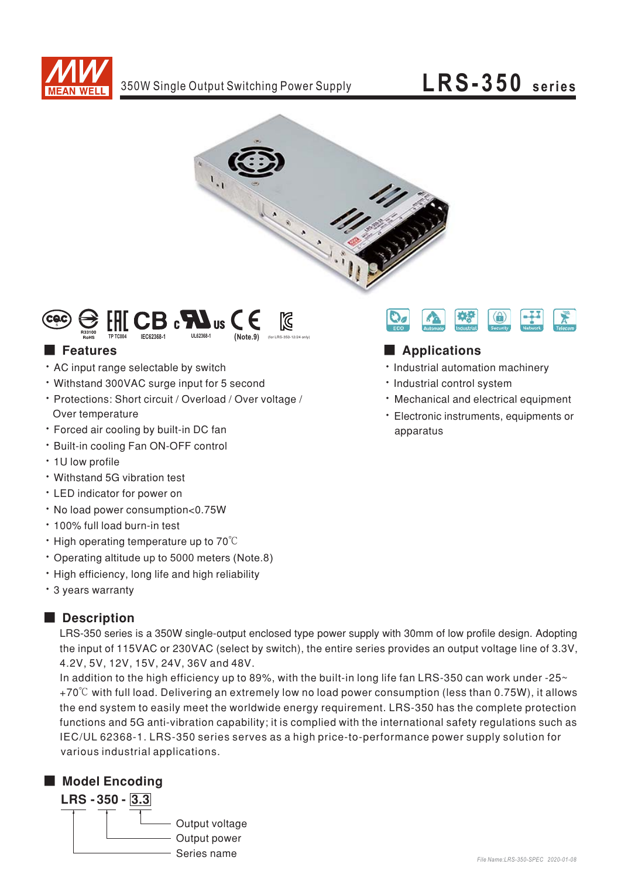MEAN WELL

350W Single Output Switching Power Supply

# LRS-350 series

R33100 RoHS   TP TC004   IEC62368-1   UL62368-1   (Note.9)   (for LRS-350-12/24 only)

ECO   Automate   Industrial   Security   Network   Telecom

## Features

- AC input range selectable by switch
- Withstand 300VAC surge input for 5 second
- Protections: Short circuit / Overload / Over voltage / Over temperature
- Forced air cooling by built-in DC fan
- Built-in cooling Fan ON-OFF control
- 1U low profile
- Withstand 5G vibration test
- LED indicator for power on
- No load power consumption<0.75W
- 100% full load burn-in test
- High operating temperature up to 70℃
- Operating altitude up to 5000 meters (Note.8)
- High efficiency, long life and high reliability
- 3 years warranty

## Applications

- Industrial automation machinery
- Industrial control system
- Mechanical and electrical equipment
- Electronic instruments, equipments or apparatus

## Description

LRS-350 series is a 350W single-output enclosed type power supply with 30mm of low profile design. Adopting the input of 115VAC or 230VAC (select by switch), the entire series provides an output voltage line of 3.3V, 4.2V, 5V, 12V, 15V, 24V, 36V and 48V.

In addition to the high efficiency up to 89%, with the built-in long life fan LRS-350 can work under -25~ +70℃ with full load. Delivering an extremely low no load power consumption (less than 0.75W), it allows the end system to easily meet the worldwide energy requirement. LRS-350 has the complete protection functions and 5G anti-vibration capability; it is complied with the international safety regulations such as IEC/UL 62368-1. LRS-350 series serves as a high price-to-performance power supply solution for various industrial applications.

## Model Encoding

**LRS - 350 - 3.3**

- 3.3: Output voltage
- 350: Output power
- LRS: Series name

File Name:LRS-350-SPEC 2020-01-08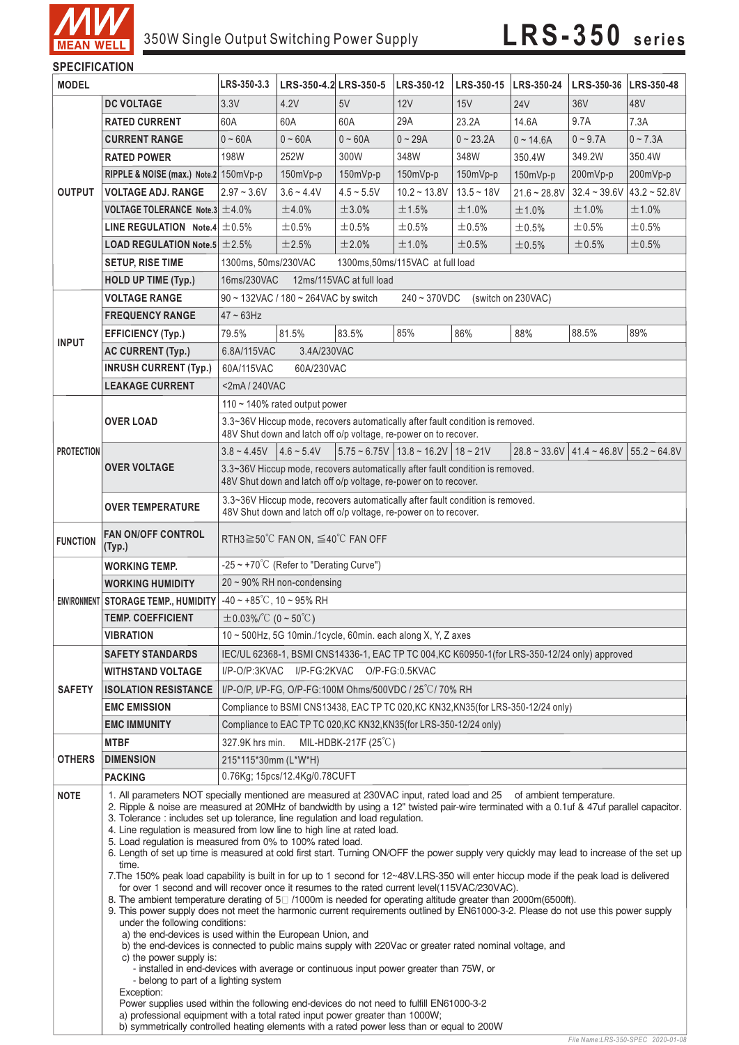# 350W Single Output Switching Power Supply — LRS-350 series

## SPECIFICATION

| MODEL | | LRS-350-3.3 | LRS-350-4.2 | LRS-350-5 | LRS-350-12 | LRS-350-15 | LRS-350-24 | LRS-350-36 | LRS-350-48 |
|---|---|---|---|---|---|---|---|---|---|
| OUTPUT | DC VOLTAGE | 3.3V | 4.2V | 5V | 12V | 15V | 24V | 36V | 48V |
| | RATED CURRENT | 60A | 60A | 60A | 29A | 23.2A | 14.6A | 9.7A | 7.3A |
| | CURRENT RANGE | 0 ~ 60A | 0 ~ 60A | 0 ~ 60A | 0 ~ 29A | 0 ~ 23.2A | 0 ~ 14.6A | 0 ~ 9.7A | 0 ~ 7.3A |
| | RATED POWER | 198W | 252W | 300W | 348W | 348W | 350.4W | 349.2W | 350.4W |
| | RIPPLE & NOISE (max.) Note.2 | 150mVp-p | 150mVp-p | 150mVp-p | 150mVp-p | 150mVp-p | 150mVp-p | 200mVp-p | 200mVp-p |
| | VOLTAGE ADJ. RANGE | 2.97 ~ 3.6V | 3.6 ~ 4.4V | 4.5 ~ 5.5V | 10.2 ~ 13.8V | 13.5 ~ 18V | 21.6 ~ 28.8V | 32.4 ~ 39.6V | 43.2 ~ 52.8V |
| | VOLTAGE TOLERANCE Note.3 | ±4.0% | ±4.0% | ±3.0% | ±1.5% | ±1.0% | ±1.0% | ±1.0% | ±1.0% |
| | LINE REGULATION Note.4 | ±0.5% | ±0.5% | ±0.5% | ±0.5% | ±0.5% | ±0.5% | ±0.5% | ±0.5% |
| | LOAD REGULATION Note.5 | ±2.5% | ±2.5% | ±2.0% | ±1.0% | ±0.5% | ±0.5% | ±0.5% | ±0.5% |
| | SETUP, RISE TIME | 1300ms, 50ms/230VAC 1300ms,50ms/115VAC at full load | | | | | | | |
| | HOLD UP TIME (Typ.) | 16ms/230VAC 12ms/115VAC at full load | | | | | | | |
| INPUT | VOLTAGE RANGE | 90 ~ 132VAC / 180 ~ 264VAC by switch 240 ~ 370VDC (switch on 230VAC) | | | | | | | |
| | FREQUENCY RANGE | 47 ~ 63Hz | | | | | | | |
| | EFFICIENCY (Typ.) | 79.5% | 81.5% | 83.5% | 85% | 86% | 88% | 88.5% | 89% |
| | AC CURRENT (Typ.) | 6.8A/115VAC 3.4A/230VAC | | | | | | | |
| | INRUSH CURRENT (Typ.) | 60A/115VAC 60A/230VAC | | | | | | | |
| | LEAKAGE CURRENT | <2mA / 240VAC | | | | | | | |
| PROTECTION | OVER LOAD | 110 ~ 140% rated output power | | | | | | | |
| | | 3.3~36V Hiccup mode, recovers automatically after fault condition is removed. 48V Shut down and latch off o/p voltage, re-power on to recover. | | | | | | | |
| | OVER VOLTAGE | 3.8 ~ 4.45V | 4.6 ~ 5.4V | 5.75 ~ 6.75V | 13.8 ~ 16.2V | 18 ~ 21V | 28.8 ~ 33.6V | 41.4 ~ 46.8V | 55.2 ~ 64.8V |
| | | 3.3~36V Hiccup mode, recovers automatically after fault condition is removed. 48V Shut down and latch off o/p voltage, re-power on to recover. | | | | | | | |
| | OVER TEMPERATURE | 3.3~36V Hiccup mode, recovers automatically after fault condition is removed. 48V Shut down and latch off o/p voltage, re-power on to recover. | | | | | | | |
| FUNCTION | FAN ON/OFF CONTROL (Typ.) | RTH3≧50℃ FAN ON, ≦40℃ FAN OFF | | | | | | | |
| ENVIRONMENT | WORKING TEMP. | -25 ~ +70℃ (Refer to "Derating Curve") | | | | | | | |
| | WORKING HUMIDITY | 20 ~ 90% RH non-condensing | | | | | | | |
| | STORAGE TEMP., HUMIDITY | -40 ~ +85℃, 10 ~ 95% RH | | | | | | | |
| | TEMP. COEFFICIENT | ±0.03%/℃ (0 ~ 50℃) | | | | | | | |
| | VIBRATION | 10 ~ 500Hz, 5G 10min./1cycle, 60min. each along X, Y, Z axes | | | | | | | |
| SAFETY | SAFETY STANDARDS | IEC/UL 62368-1, BSMI CNS14336-1, EAC TP TC 004,KC K60950-1(for LRS-350-12/24 only) approved | | | | | | | |
| | WITHSTAND VOLTAGE | I/P-O/P:3KVAC I/P-FG:2KVAC O/P-FG:0.5KVAC | | | | | | | |
| | ISOLATION RESISTANCE | I/P-O/P, I/P-FG, O/P-FG:100M Ohms/500VDC / 25℃/ 70% RH | | | | | | | |
| | EMC EMISSION | Compliance to BSMI CNS13438, EAC TP TC 020,KC KN32,KN35(for LRS-350-12/24 only) | | | | | | | |
| | EMC IMMUNITY | Compliance to EAC TP TC 020,KC KN32,KN35(for LRS-350-12/24 only) | | | | | | | |
| OTHERS | MTBF | 327.9K hrs min. MIL-HDBK-217F (25℃) | | | | | | | |
| | DIMENSION | 215\*115\*30mm (L\*W\*H) | | | | | | | |
| | PACKING | 0.76Kg; 15pcs/12.4Kg/0.78CUFT | | | | | | | |

**NOTE**

1. All parameters NOT specially mentioned are measured at 230VAC input, rated load and 25 of ambient temperature.
2. Ripple & noise are measured at 20MHz of bandwidth by using a 12" twisted pair-wire terminated with a 0.1uf & 47uf parallel capacitor.
3. Tolerance : includes set up tolerance, line regulation and load regulation.
4. Line regulation is measured from low line to high line at rated load.
5. Load regulation is measured from 0% to 100% rated load.
6. Length of set up time is measured at cold first start. Turning ON/OFF the power supply very quickly may lead to increase of the set up time.
7. The 150% peak load capability is built in for up to 1 second for 12~48V.LRS-350 will enter hiccup mode if the peak load is delivered for over 1 second and will recover once it resumes to the rated current level(115VAC/230VAC).
8. The ambient temperature derating of 5□ /1000m is needed for operating altitude greater than 2000m(6500ft).
9. This power supply does not meet the harmonic current requirements outlined by EN61000-3-2. Please do not use this power supply under the following conditions:
   a) the end-devices is used within the European Union, and
   b) the end-devices is connected to public mains supply with 220Vac or greater rated nominal voltage, and
   c) the power supply is:
      - installed in end-devices with average or continuous input power greater than 75W, or
      - belong to part of a lighting system

   Exception:
   Power supplies used within the following end-devices do not need to fulfill EN61000-3-2
   a) professional equipment with a total rated input power greater than 1000W;
   b) symmetrically controlled heating elements with a rated power less than or equal to 200W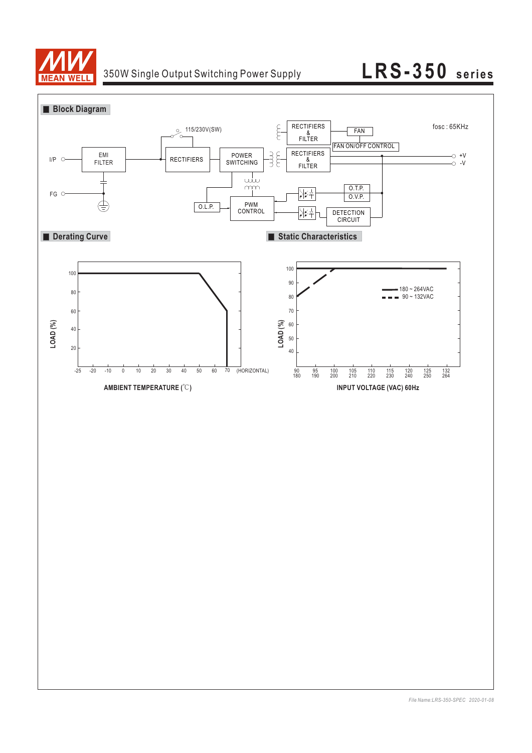## Block Diagram

fosc : 65KHz

I/P, FG, EMI FILTER, 115/230V(SW), RECTIFIERS, POWER SWITCHING, RECTIFIERS & FILTER, FAN, FAN ON/OFF CONTROL, RECTIFIERS & FILTER, +V, -V, O.T.P., O.V.P., O.L.P., PWM CONTROL, DETECTION CIRCUIT

## Derating Curve

LOAD (%)

AMBIENT TEMPERATURE (℃)

-25, -20, -10, 0, 10, 20, 30, 40, 50, 60, 70 (HORIZONTAL)

## Static Characteristics

LOAD (%)

INPUT VOLTAGE (VAC) 60Hz

— 180 ~ 264VAC

- - - 90 ~ 132VAC

90/180, 95/190, 100/200, 105/210, 110/220, 115/230, 120/240, 125/250, 132/264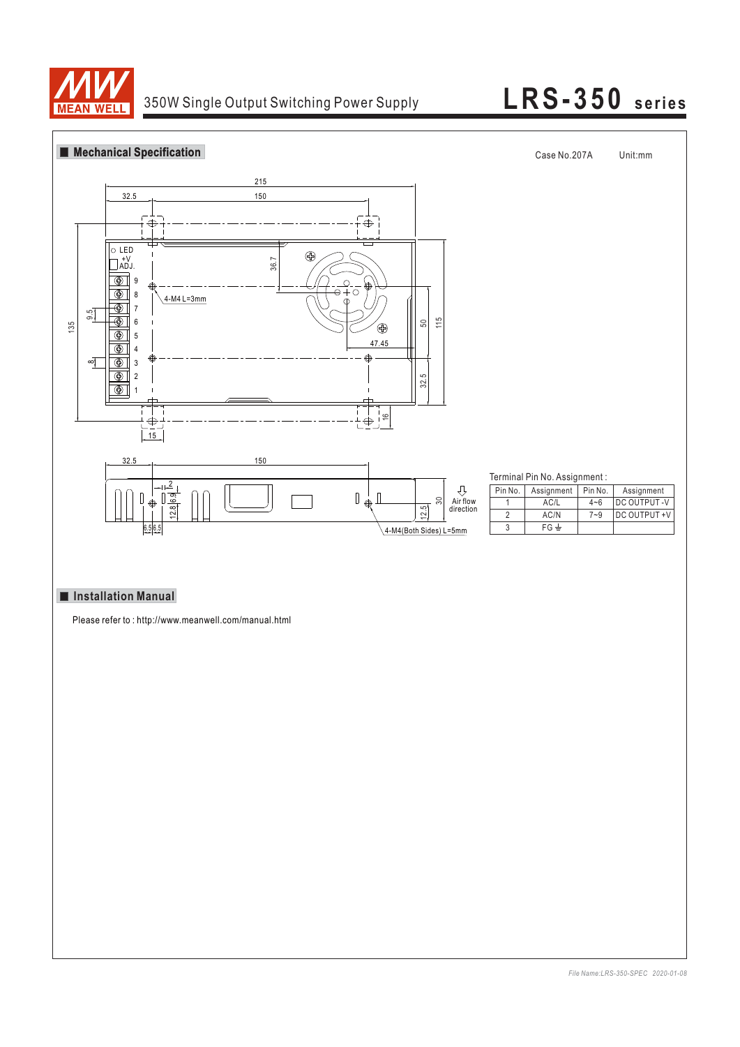## Mechanical Specification

Case No.207A Unit:mm

215
32.5
150
LED
+V
ADJ.
9
8
7
6
5
4
3
2
1
4-M4 L=3mm
36.7
9.5
8
135
47.45
50
115
32.5
16
15

32.5
150
2
6.9
12.8
6.5 6.5
12.5
30
Air flow direction
4-M4(Both Sides) L=5mm

Terminal Pin No. Assignment :

| Pin No. | Assignment | Pin No. | Assignment |
|---|---|---|---|
| 1 | AC/L | 4~6 | DC OUTPUT -V |
| 2 | AC/N | 7~9 | DC OUTPUT +V |
| 3 | FG ⏚ | | |

## Installation Manual

Please refer to : http://www.meanwell.com/manual.html

*File Name:LRS-350-SPEC 2020-01-08*